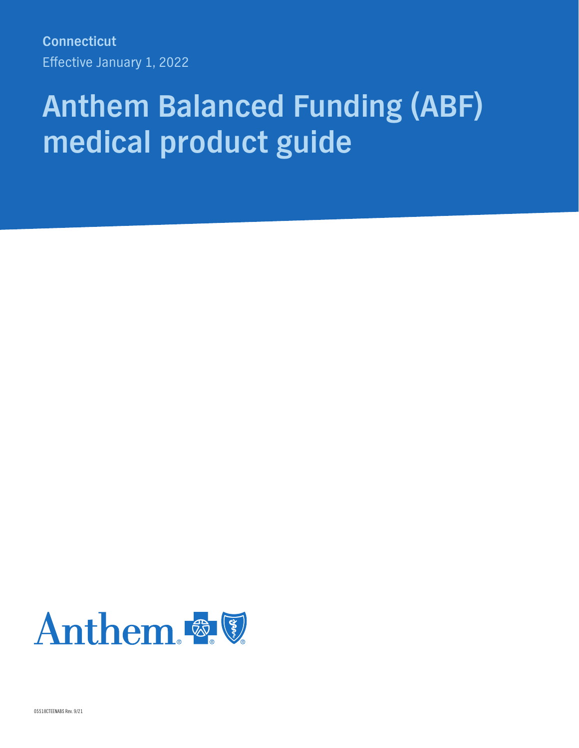**Connecticut**

Effective January 1, 2022

# Anthem Balanced Funding (ABF) medical product guide

Anthem

05518CTEENABS Rev. 9/21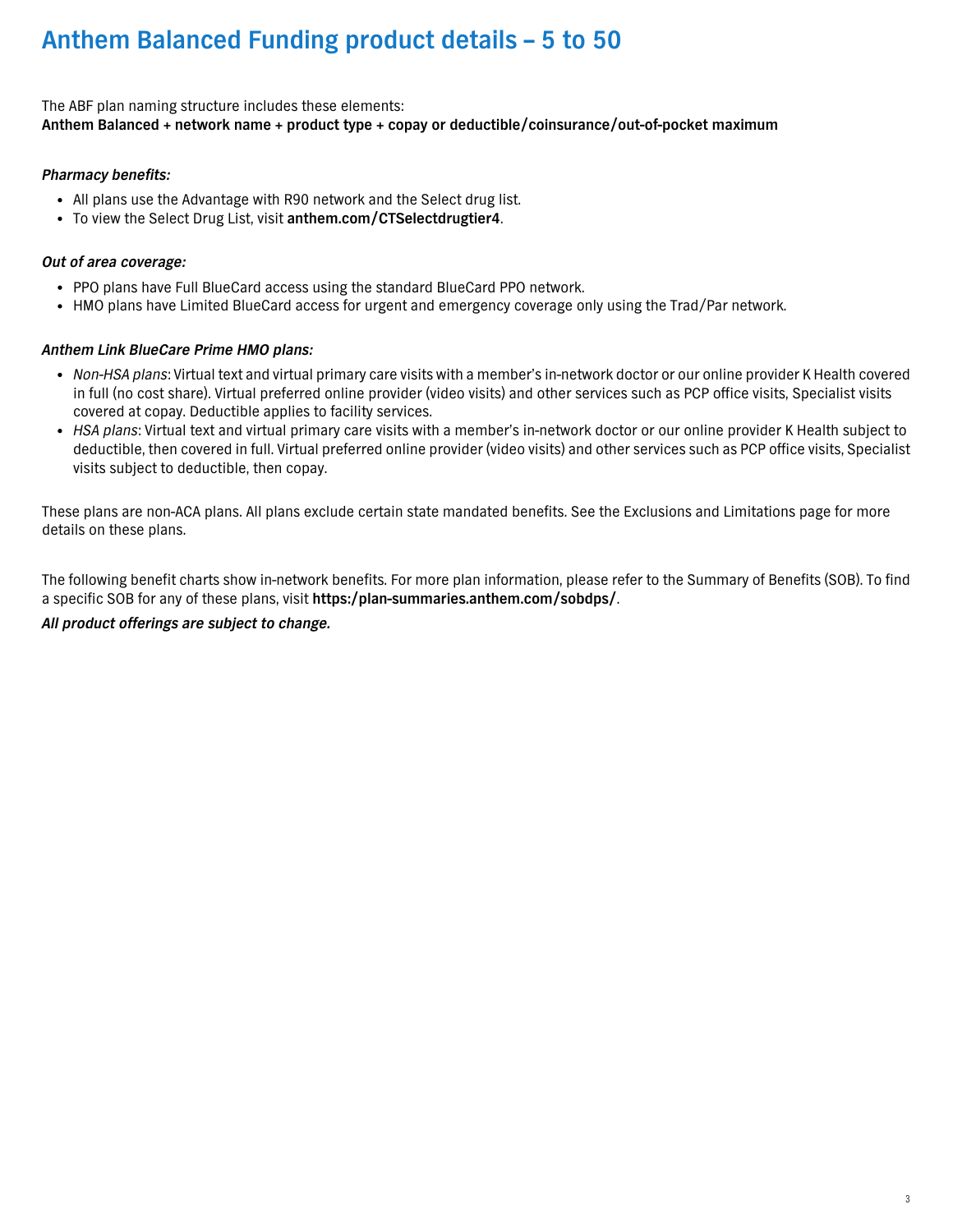# Anthem Balanced Funding product details – 5 to 50

The ABF plan naming structure includes these elements:
**Anthem Balanced + network name + product type + copay or deductible/coinsurance/out-of-pocket maximum**

***Pharmacy benefits:***

- All plans use the Advantage with R90 network and the Select drug list.
- To view the Select Drug List, visit **anthem.com/CTSelectdrugtier4**.

***Out of area coverage:***

- PPO plans have Full BlueCard access using the standard BlueCard PPO network.
- HMO plans have Limited BlueCard access for urgent and emergency coverage only using the Trad/Par network.

***Anthem Link BlueCare Prime HMO plans:***

- *Non-HSA plans*: Virtual text and virtual primary care visits with a member's in-network doctor or our online provider K Health covered in full (no cost share). Virtual preferred online provider (video visits) and other services such as PCP office visits, Specialist visits covered at copay. Deductible applies to facility services.
- *HSA plans*: Virtual text and virtual primary care visits with a member's in-network doctor or our online provider K Health subject to deductible, then covered in full. Virtual preferred online provider (video visits) and other services such as PCP office visits, Specialist visits subject to deductible, then copay.

These plans are non-ACA plans. All plans exclude certain state mandated benefits. See the Exclusions and Limitations page for more details on these plans.

The following benefit charts show in-network benefits. For more plan information, please refer to the Summary of Benefits (SOB). To find a specific SOB for any of these plans, visit **https:/plan-summaries.anthem.com/sobdps/**.

***All product offerings are subject to change.***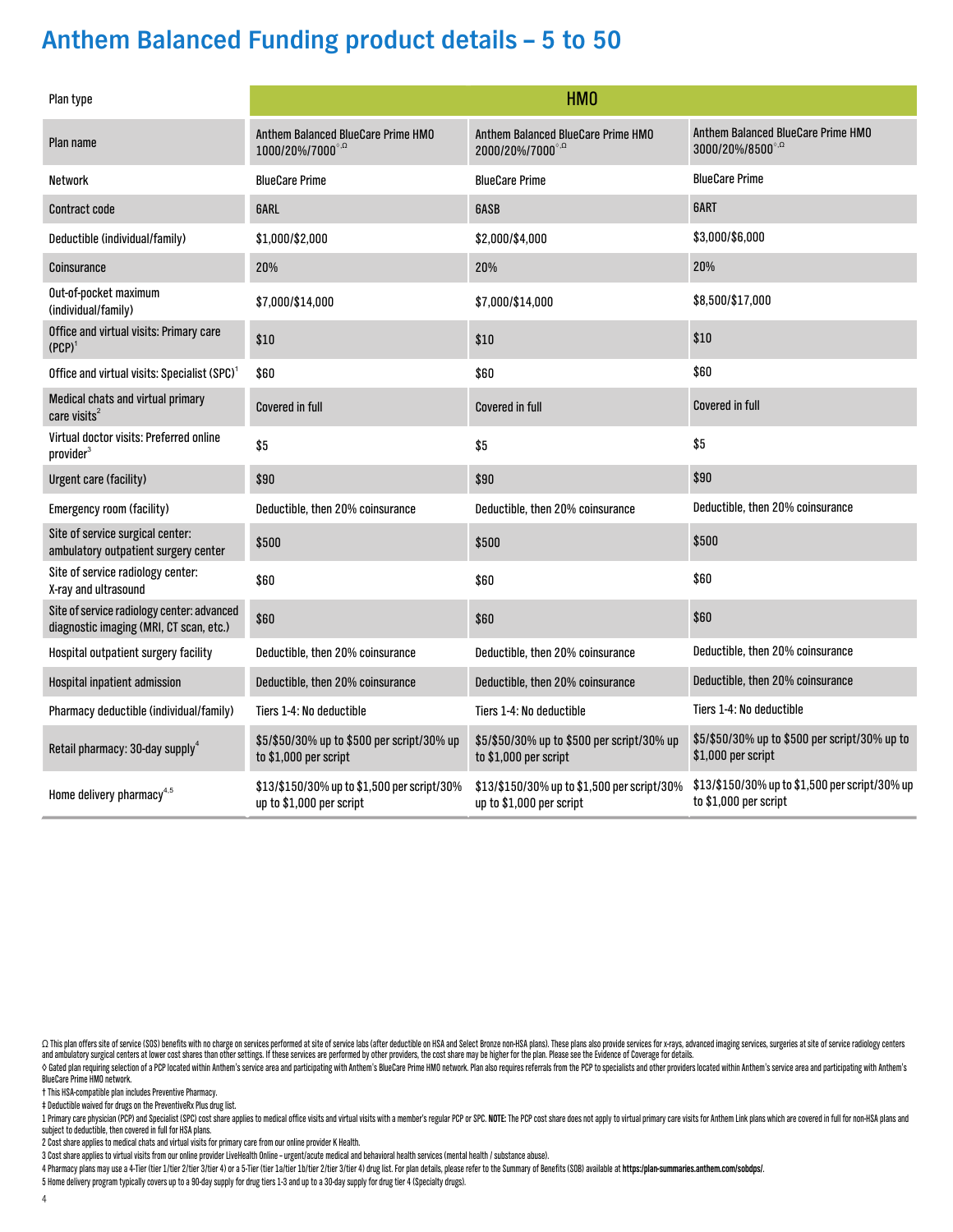# Anthem Balanced Funding product details – 5 to 50

| Plan type | HMO | | |
|---|---|---|---|
| Plan name | Anthem Balanced BlueCare Prime HMO 1000/20%/7000◊,Ω | Anthem Balanced BlueCare Prime HMO 2000/20%/7000◊,Ω | Anthem Balanced BlueCare Prime HMO 3000/20%/8500◊,Ω |
| Network | BlueCare Prime | BlueCare Prime | BlueCare Prime |
| Contract code | 6ARL | 6ASB | 6ART |
| Deductible (individual/family) | $1,000/$2,000 | $2,000/$4,000 | $3,000/$6,000 |
| Coinsurance | 20% | 20% | 20% |
| Out-of-pocket maximum (individual/family) | $7,000/$14,000 | $7,000/$14,000 | $8,500/$17,000 |
| Office and virtual visits: Primary care (PCP)[1] | $10 | $10 | $10 |
| Office and virtual visits: Specialist (SPC)[1] | $60 | $60 | $60 |
| Medical chats and virtual primary care visits[2] | Covered in full | Covered in full | Covered in full |
| Virtual doctor visits: Preferred online provider[3] | $5 | $5 | $5 |
| Urgent care (facility) | $90 | $90 | $90 |
| Emergency room (facility) | Deductible, then 20% coinsurance | Deductible, then 20% coinsurance | Deductible, then 20% coinsurance |
| Site of service surgical center: ambulatory outpatient surgery center | $500 | $500 | $500 |
| Site of service radiology center: X-ray and ultrasound | $60 | $60 | $60 |
| Site of service radiology center: advanced diagnostic imaging (MRI, CT scan, etc.) | $60 | $60 | $60 |
| Hospital outpatient surgery facility | Deductible, then 20% coinsurance | Deductible, then 20% coinsurance | Deductible, then 20% coinsurance |
| Hospital inpatient admission | Deductible, then 20% coinsurance | Deductible, then 20% coinsurance | Deductible, then 20% coinsurance |
| Pharmacy deductible (individual/family) | Tiers 1-4: No deductible | Tiers 1-4: No deductible | Tiers 1-4: No deductible |
| Retail pharmacy: 30-day supply[4] | $5/$50/30% up to $500 per script/30% up to $1,000 per script | $5/$50/30% up to $500 per script/30% up to $1,000 per script | $5/$50/30% up to $500 per script/30% up to $1,000 per script |
| Home delivery pharmacy[4,5] | $13/$150/30% up to $1,500 per script/30% up to $1,000 per script | $13/$150/30% up to $1,500 per script/30% up to $1,000 per script | $13/$150/30% up to $1,500 per script/30% up to $1,000 per script |

Ω This plan offers site of service (SOS) benefits with no charge on services performed at site of service labs (after deductible on HSA and Select Bronze non-HSA plans). These plans also provide services for x-rays, advanced imaging services, surgeries at site of service radiology centers and ambulatory surgical centers at lower cost shares than other settings. If these services are performed by other providers, the cost share may be higher for the plan. Please see the Evidence of Coverage for details.

◊ Gated plan requiring selection of a PCP located within Anthem's service area and participating with Anthem's BlueCare Prime HMO network. Plan also requires referrals from the PCP to specialists and other providers located within Anthem's service area and participating with Anthem's BlueCare Prime HMO network.

† This HSA-compatible plan includes Preventive Pharmacy.

‡ Deductible waived for drugs on the PreventiveRx Plus drug list.

1 Primary care physician (PCP) and Specialist (SPC) cost share applies to medical office visits and virtual visits with a member's regular PCP or SPC. **NOTE:** The PCP cost share does not apply to virtual primary care visits for Anthem Link plans which are covered in full for non-HSA plans and subject to deductible, then covered in full for HSA plans.

2 Cost share applies to medical chats and virtual visits for primary care from our online provider K Health.

3 Cost share applies to virtual visits from our online provider LiveHealth Online – urgent/acute medical and behavioral health services (mental health / substance abuse).

4 Pharmacy plans may use a 4-Tier (tier 1/tier 2/tier 3/tier 4) or a 5-Tier (tier 1a/tier 1b/tier 2/tier 3/tier 4) drug list. For plan details, please refer to the Summary of Benefits (SOB) available at **https://plan-summaries.anthem.com/sobdps/**.

5 Home delivery program typically covers up to a 90-day supply for drug tiers 1-3 and up to a 30-day supply for drug tier 4 (Specialty drugs).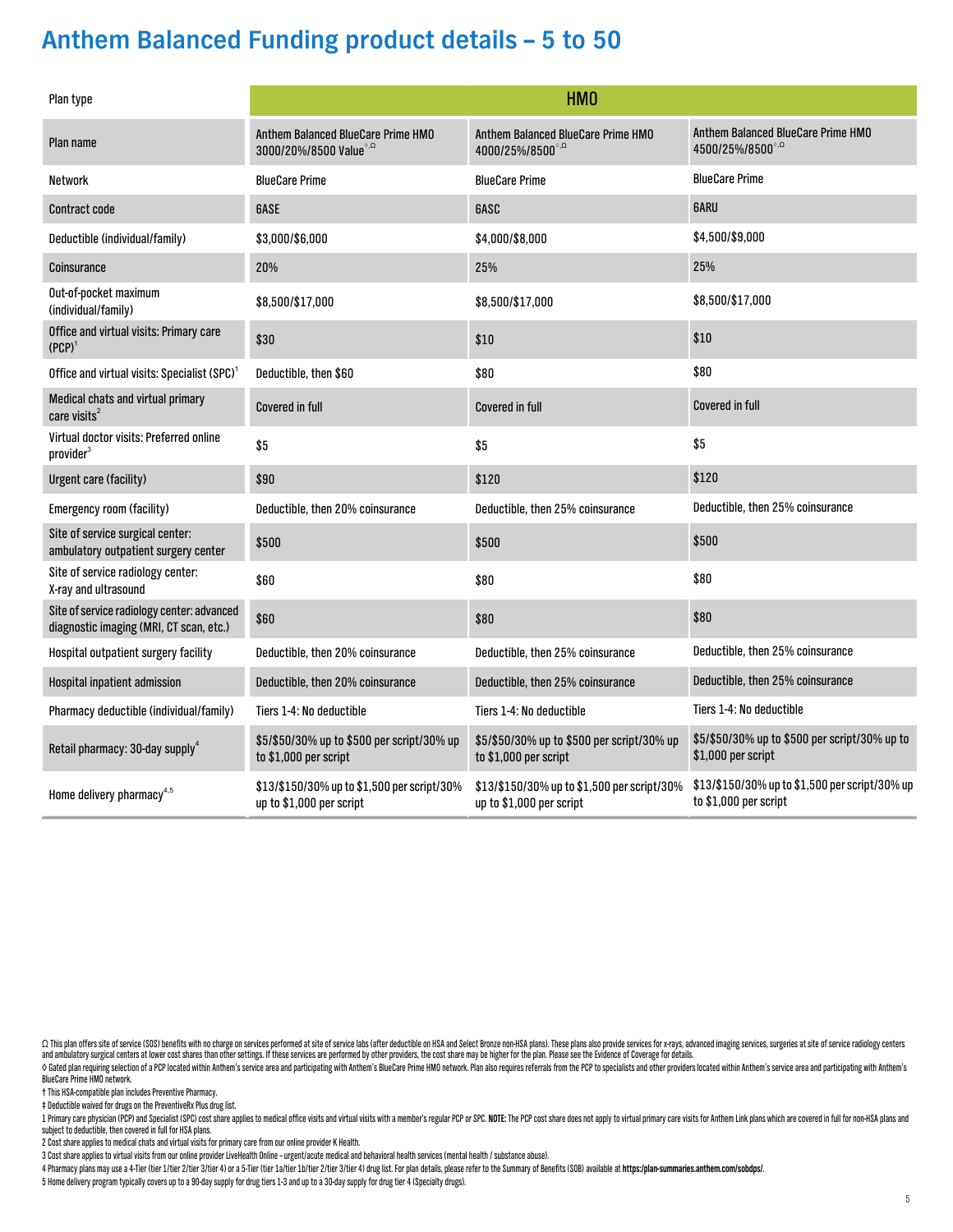# Anthem Balanced Funding product details – 5 to 50

| Plan type | HMO | | |
|---|---|---|---|
| Plan name | Anthem Balanced BlueCare Prime HMO 3000/20%/8500 Value◊,Ω | Anthem Balanced BlueCare Prime HMO 4000/25%/8500◊,Ω | Anthem Balanced BlueCare Prime HMO 4500/25%/8500◊,Ω |
| Network | BlueCare Prime | BlueCare Prime | BlueCare Prime |
| Contract code | 6ASE | 6ASC | 6ARU |
| Deductible (individual/family) | $3,000/$6,000 | $4,000/$8,000 | $4,500/$9,000 |
| Coinsurance | 20% | 25% | 25% |
| Out-of-pocket maximum (individual/family) | $8,500/$17,000 | $8,500/$17,000 | $8,500/$17,000 |
| Office and virtual visits: Primary care (PCP)[1] | $30 | $10 | $10 |
| Office and virtual visits: Specialist (SPC)[1] | Deductible, then $60 | $80 | $80 |
| Medical chats and virtual primary care visits[2] | Covered in full | Covered in full | Covered in full |
| Virtual doctor visits: Preferred online provider[3] | $5 | $5 | $5 |
| Urgent care (facility) | $90 | $120 | $120 |
| Emergency room (facility) | Deductible, then 20% coinsurance | Deductible, then 25% coinsurance | Deductible, then 25% coinsurance |
| Site of service surgical center: ambulatory outpatient surgery center | $500 | $500 | $500 |
| Site of service radiology center: X-ray and ultrasound | $60 | $80 | $80 |
| Site of service radiology center: advanced diagnostic imaging (MRI, CT scan, etc.) | $60 | $80 | $80 |
| Hospital outpatient surgery facility | Deductible, then 20% coinsurance | Deductible, then 25% coinsurance | Deductible, then 25% coinsurance |
| Hospital inpatient admission | Deductible, then 20% coinsurance | Deductible, then 25% coinsurance | Deductible, then 25% coinsurance |
| Pharmacy deductible (individual/family) | Tiers 1-4: No deductible | Tiers 1-4: No deductible | Tiers 1-4: No deductible |
| Retail pharmacy: 30-day supply[4] | $5/$50/30% up to $500 per script/30% up to $1,000 per script | $5/$50/30% up to $500 per script/30% up to $1,000 per script | $5/$50/30% up to $500 per script/30% up to $1,000 per script |
| Home delivery pharmacy[4,5] | $13/$150/30% up to $1,500 per script/30% up to $1,000 per script | $13/$150/30% up to $1,500 per script/30% up to $1,000 per script | $13/$150/30% up to $1,500 per script/30% up to $1,000 per script |

Ω This plan offers site of service (SOS) benefits with no charge on services performed at site of service labs (after deductible on HSA and Select Bronze non-HSA plans). These plans also provide services for x-rays, advanced imaging services, surgeries at site of service radiology centers and ambulatory surgical centers at lower cost shares than other settings. If these services are performed by other providers, the cost share may be higher for the plan. Please see the Evidence of Coverage for details.

◊ Gated plan requiring selection of a PCP located within Anthem's service area and participating with Anthem's BlueCare Prime HMO network. Plan also requires referrals from the PCP to specialists and other providers located within Anthem's service area and participating with Anthem's BlueCare Prime HMO network.

† This HSA-compatible plan includes Preventive Pharmacy.

‡ Deductible waived for drugs on the PreventiveRx Plus drug list.

1 Primary care physician (PCP) and Specialist (SPC) cost share applies to medical office visits and virtual visits with a member's regular PCP or SPC. **NOTE:** The PCP cost share does not apply to virtual primary care visits for Anthem Link plans which are covered in full for non-HSA plans and subject to deductible, then covered in full for HSA plans.

2 Cost share applies to medical chats and virtual visits for primary care from our online provider K Health.

3 Cost share applies to virtual visits from our online provider LiveHealth Online – urgent/acute medical and behavioral health services (mental health / substance abuse).

4 Pharmacy plans may use a 4-Tier (tier 1/tier 2/tier 3/tier 4) or a 5-Tier (tier 1a/tier 1b/tier 2/tier 3/tier 4) drug list. For plan details, please refer to the Summary of Benefits (SOB) available at **https://plan-summaries.anthem.com/sobdps/**.

5 Home delivery program typically covers up to a 90-day supply for drug tiers 1-3 and up to a 30-day supply for drug tier 4 (Specialty drugs).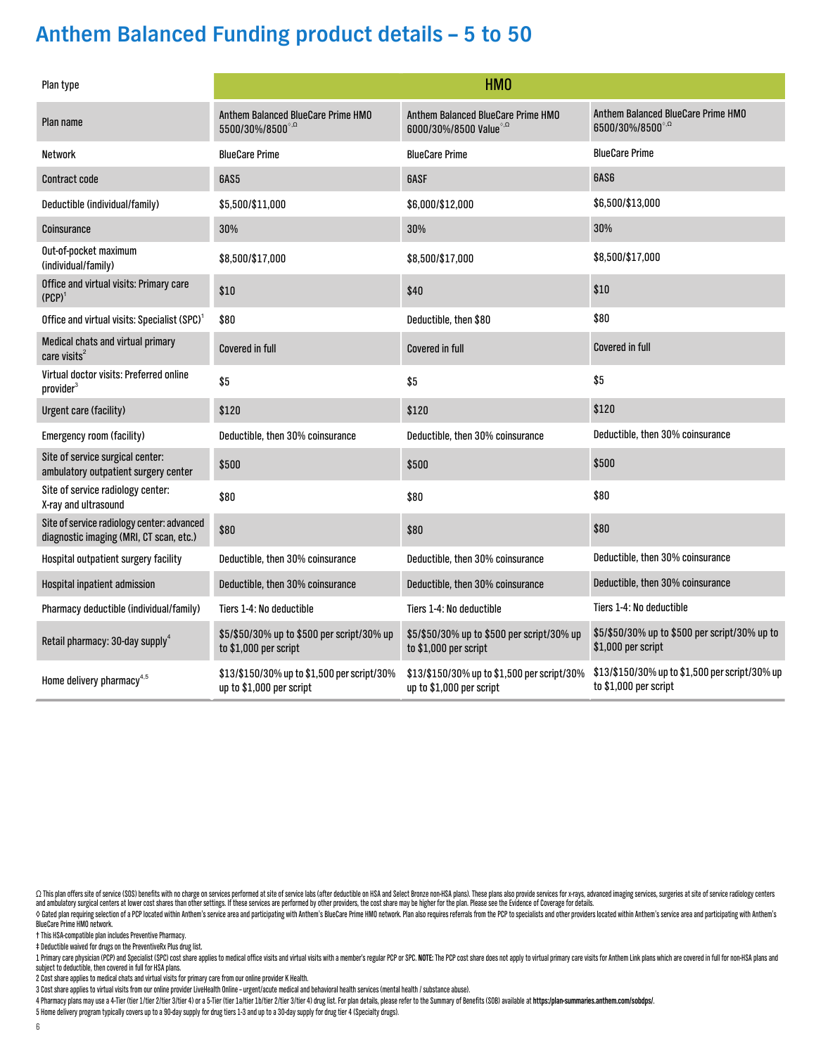# Anthem Balanced Funding product details – 5 to 50

| Plan type | HMO | | |
|---|---|---|---|
| Plan name | Anthem Balanced BlueCare Prime HMO 5500/30%/8500◊,Ω | Anthem Balanced BlueCare Prime HMO 6000/30%/8500 Value◊,Ω | Anthem Balanced BlueCare Prime HMO 6500/30%/8500◊,Ω |
| Network | BlueCare Prime | BlueCare Prime | BlueCare Prime |
| Contract code | 6AS5 | 6ASF | 6AS6 |
| Deductible (individual/family) | $5,500/$11,000 | $6,000/$12,000 | $6,500/$13,000 |
| Coinsurance | 30% | 30% | 30% |
| Out-of-pocket maximum (individual/family) | $8,500/$17,000 | $8,500/$17,000 | $8,500/$17,000 |
| Office and virtual visits: Primary care (PCP)[1] | $10 | $40 | $10 |
| Office and virtual visits: Specialist (SPC)[1] | $80 | Deductible, then $80 | $80 |
| Medical chats and virtual primary care visits[2] | Covered in full | Covered in full | Covered in full |
| Virtual doctor visits: Preferred online provider[3] | $5 | $5 | $5 |
| Urgent care (facility) | $120 | $120 | $120 |
| Emergency room (facility) | Deductible, then 30% coinsurance | Deductible, then 30% coinsurance | Deductible, then 30% coinsurance |
| Site of service surgical center: ambulatory outpatient surgery center | $500 | $500 | $500 |
| Site of service radiology center: X-ray and ultrasound | $80 | $80 | $80 |
| Site of service radiology center: advanced diagnostic imaging (MRI, CT scan, etc.) | $80 | $80 | $80 |
| Hospital outpatient surgery facility | Deductible, then 30% coinsurance | Deductible, then 30% coinsurance | Deductible, then 30% coinsurance |
| Hospital inpatient admission | Deductible, then 30% coinsurance | Deductible, then 30% coinsurance | Deductible, then 30% coinsurance |
| Pharmacy deductible (individual/family) | Tiers 1-4: No deductible | Tiers 1-4: No deductible | Tiers 1-4: No deductible |
| Retail pharmacy: 30-day supply[4] | $5/$50/30% up to $500 per script/30% up to $1,000 per script | $5/$50/30% up to $500 per script/30% up to $1,000 per script | $5/$50/30% up to $500 per script/30% up to $1,000 per script |
| Home delivery pharmacy[4,5] | $13/$150/30% up to $1,500 per script/30% up to $1,000 per script | $13/$150/30% up to $1,500 per script/30% up to $1,000 per script | $13/$150/30% up to $1,500 per script/30% up to $1,000 per script |

Ω This plan offers site of service (SOS) benefits with no charge on services performed at site of service labs (after deductible on HSA and Select Bronze non-HSA plans). These plans also provide services for x-rays, advanced imaging services, surgeries at site of service radiology centers and ambulatory surgical centers at lower cost shares than other settings. If these services are performed by other providers, the cost share may be higher for the plan. Please see the Evidence of Coverage for details.

◊ Gated plan requiring selection of a PCP located within Anthem's service area and participating with Anthem's BlueCare Prime HMO network. Plan also requires referrals from the PCP to specialists and other providers located within Anthem's service area and participating with Anthem's BlueCare Prime HMO network.

† This HSA-compatible plan includes Preventive Pharmacy.

‡ Deductible waived for drugs on the PreventiveRx Plus drug list.

1 Primary care physician (PCP) and Specialist (SPC) cost share applies to medical office visits and virtual visits with a member's regular PCP or SPC. **NOTE:** The PCP cost share does not apply to virtual primary care visits for Anthem Link plans which are covered in full for non-HSA plans and subject to deductible, then covered in full for HSA plans.

2 Cost share applies to medical chats and virtual visits for primary care from our online provider K Health.

3 Cost share applies to virtual visits from our online provider LiveHealth Online – urgent/acute medical and behavioral health services (mental health / substance abuse).

4 Pharmacy plans may use a 4-Tier (tier 1/tier 2/tier 3/tier 4) or a 5-Tier (tier 1a/tier 1b/tier 2/tier 3/tier 4) drug list. For plan details, please refer to the Summary of Benefits (SOB) available at **https://plan-summaries.anthem.com/sobdps/**.

5 Home delivery program typically covers up to a 90-day supply for drug tiers 1-3 and up to a 30-day supply for drug tier 4 (Specialty drugs).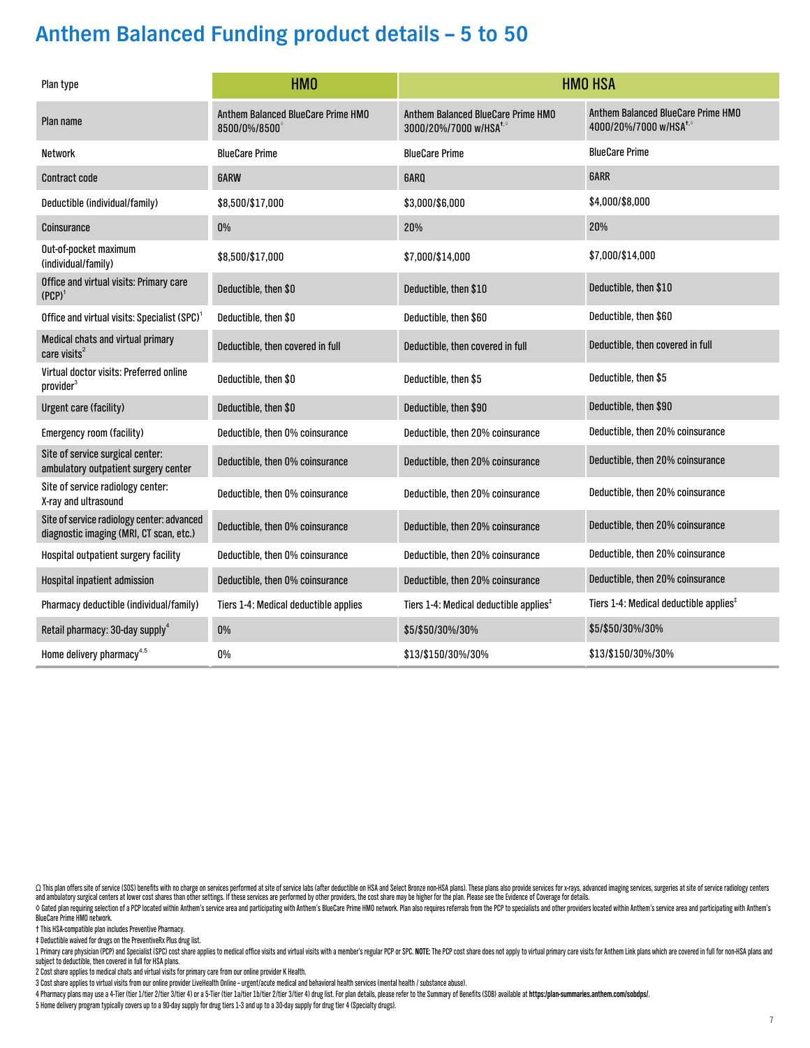# Anthem Balanced Funding product details – 5 to 50

| Plan type | HMO | HMO HSA | |
|---|---|---|---|
| Plan name | Anthem Balanced BlueCare Prime HMO 8500/0%/8500 Ω | Anthem Balanced BlueCare Prime HMO 3000/20%/7000 w/HSA†,◊ | Anthem Balanced BlueCare Prime HMO 4000/20%/7000 w/HSA†,◊ |
| Network | BlueCare Prime | BlueCare Prime | BlueCare Prime |
| Contract code | 6ARW | 6ARQ | 6ARR |
| Deductible (individual/family) | $8,500/$17,000 | $3,000/$6,000 | $4,000/$8,000 |
| Coinsurance | 0% | 20% | 20% |
| Out-of-pocket maximum (individual/family) | $8,500/$17,000 | $7,000/$14,000 | $7,000/$14,000 |
| Office and virtual visits: Primary care (PCP)[1] | Deductible, then $0 | Deductible, then $10 | Deductible, then $10 |
| Office and virtual visits: Specialist (SPC)[1] | Deductible, then $0 | Deductible, then $60 | Deductible, then $60 |
| Medical chats and virtual primary care visits[2] | Deductible, then covered in full | Deductible, then covered in full | Deductible, then covered in full |
| Virtual doctor visits: Preferred online provider[3] | Deductible, then $0 | Deductible, then $5 | Deductible, then $5 |
| Urgent care (facility) | Deductible, then $0 | Deductible, then $90 | Deductible, then $90 |
| Emergency room (facility) | Deductible, then 0% coinsurance | Deductible, then 20% coinsurance | Deductible, then 20% coinsurance |
| Site of service surgical center: ambulatory outpatient surgery center | Deductible, then 0% coinsurance | Deductible, then 20% coinsurance | Deductible, then 20% coinsurance |
| Site of service radiology center: X-ray and ultrasound | Deductible, then 0% coinsurance | Deductible, then 20% coinsurance | Deductible, then 20% coinsurance |
| Site of service radiology center: advanced diagnostic imaging (MRI, CT scan, etc.) | Deductible, then 0% coinsurance | Deductible, then 20% coinsurance | Deductible, then 20% coinsurance |
| Hospital outpatient surgery facility | Deductible, then 0% coinsurance | Deductible, then 20% coinsurance | Deductible, then 20% coinsurance |
| Hospital inpatient admission | Deductible, then 0% coinsurance | Deductible, then 20% coinsurance | Deductible, then 20% coinsurance |
| Pharmacy deductible (individual/family) | Tiers 1-4: Medical deductible applies | Tiers 1-4: Medical deductible applies‡ | Tiers 1-4: Medical deductible applies‡ |
| Retail pharmacy: 30-day supply[4] | 0% | $5/$50/30%/30% | $5/$50/30%/30% |
| Home delivery pharmacy[4,5] | 0% | $13/$150/30%/30% | $13/$150/30%/30% |

Ω This plan offers site of service (SOS) benefits with no charge on services performed at site of service labs (after deductible on HSA and Select Bronze non-HSA plans). These plans also provide services for x-rays, advanced imaging services, surgeries at site of service radiology centers and ambulatory surgical centers at lower cost shares than other settings. If these services are performed by other providers, the cost share may be higher for the plan. Please see the Evidence of Coverage for details.

◊ Gated plan requiring selection of a PCP located within Anthem's service area and participating with Anthem's BlueCare Prime HMO network. Plan also requires referrals from the PCP to specialists and other providers located within Anthem's service area and participating with Anthem's BlueCare Prime HMO network.

† This HSA-compatible plan includes Preventive Pharmacy.

‡ Deductible waived for drugs on the PreventiveRx Plus drug list.

1 Primary care physician (PCP) and Specialist (SPC) cost share applies to medical office visits and virtual visits with a member's regular PCP or SPC. **NOTE:** The PCP cost share does not apply to virtual primary care visits for Anthem Link plans which are covered in full for non-HSA plans and subject to deductible, then covered in full for HSA plans.

2 Cost share applies to medical chats and virtual visits for primary care from our online provider K Health.

3 Cost share applies to virtual visits from our online provider LiveHealth Online – urgent/acute medical and behavioral health services (mental health / substance abuse).

4 Pharmacy plans may use a 4-Tier (tier 1/tier 2/tier 3/tier 4) or a 5-Tier (tier 1a/tier 1b/tier 2/tier 3/tier 4) drug list. For plan details, please refer to the Summary of Benefits (SOB) available at **https://plan-summaries.anthem.com/sobdps/**.

5 Home delivery program typically covers up to a 90-day supply for drug tiers 1-3 and up to a 30-day supply for drug tier 4 (Specialty drugs).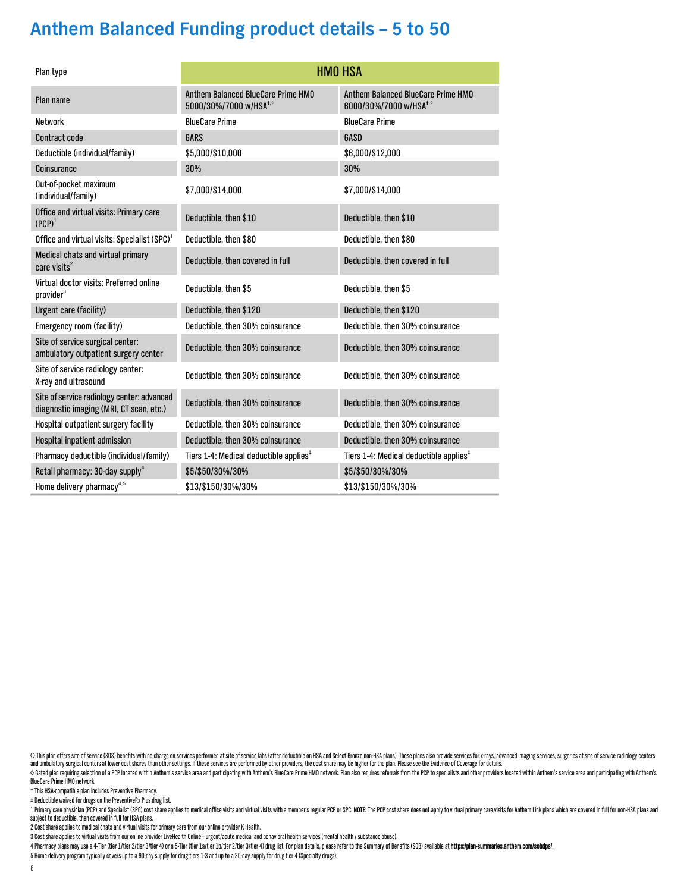# Anthem Balanced Funding product details – 5 to 50

| Plan type | HMO HSA | |
|---|---|---|
| Plan name | Anthem Balanced BlueCare Prime HMO 5000/30%/7000 w/HSA†,◊ | Anthem Balanced BlueCare Prime HMO 6000/30%/7000 w/HSA†,◊ |
| Network | BlueCare Prime | BlueCare Prime |
| Contract code | 6ARS | 6ASD |
| Deductible (individual/family) | $5,000/$10,000 | $6,000/$12,000 |
| Coinsurance | 30% | 30% |
| Out-of-pocket maximum (individual/family) | $7,000/$14,000 | $7,000/$14,000 |
| Office and virtual visits: Primary care (PCP)[1] | Deductible, then $10 | Deductible, then $10 |
| Office and virtual visits: Specialist (SPC)[1] | Deductible, then $80 | Deductible, then $80 |
| Medical chats and virtual primary care visits[2] | Deductible, then covered in full | Deductible, then covered in full |
| Virtual doctor visits: Preferred online provider[3] | Deductible, then $5 | Deductible, then $5 |
| Urgent care (facility) | Deductible, then $120 | Deductible, then $120 |
| Emergency room (facility) | Deductible, then 30% coinsurance | Deductible, then 30% coinsurance |
| Site of service surgical center: ambulatory outpatient surgery center | Deductible, then 30% coinsurance | Deductible, then 30% coinsurance |
| Site of service radiology center: X-ray and ultrasound | Deductible, then 30% coinsurance | Deductible, then 30% coinsurance |
| Site of service radiology center: advanced diagnostic imaging (MRI, CT scan, etc.) | Deductible, then 30% coinsurance | Deductible, then 30% coinsurance |
| Hospital outpatient surgery facility | Deductible, then 30% coinsurance | Deductible, then 30% coinsurance |
| Hospital inpatient admission | Deductible, then 30% coinsurance | Deductible, then 30% coinsurance |
| Pharmacy deductible (individual/family) | Tiers 1-4: Medical deductible applies‡ | Tiers 1-4: Medical deductible applies‡ |
| Retail pharmacy: 30-day supply[4] | $5/$50/30%/30% | $5/$50/30%/30% |
| Home delivery pharmacy[4,5] | $13/$150/30%/30% | $13/$150/30%/30% |

Ω This plan offers site of service (SOS) benefits with no charge on services performed at site of service labs (after deductible on HSA and Select Bronze non-HSA plans). These plans also provide services for x-rays, advanced imaging services, surgeries at site of service radiology centers and ambulatory surgical centers at lower cost shares than other settings. If these services are performed by other providers, the cost share may be higher for the plan. Please see the Evidence of Coverage for details.

◊ Gated plan requiring selection of a PCP located within Anthem's service area and participating with Anthem's BlueCare Prime HMO network. Plan also requires referrals from the PCP to specialists and other providers located within Anthem's service area and participating with Anthem's BlueCare Prime HMO network.

† This HSA-compatible plan includes Preventive Pharmacy.

‡ Deductible waived for drugs on the PreventiveRx Plus drug list.

1 Primary care physician (PCP) and Specialist (SPC) cost share applies to medical office visits and virtual visits with a member's regular PCP or SPC. **NOTE:** The PCP cost share does not apply to virtual primary care visits for Anthem Link plans which are covered in full for non-HSA plans and subject to deductible, then covered in full for HSA plans.

2 Cost share applies to medical chats and virtual visits for primary care from our online provider K Health.

3 Cost share applies to virtual visits from our online provider LiveHealth Online – urgent/acute medical and behavioral health services (mental health / substance abuse).

4 Pharmacy plans may use a 4-Tier (tier 1/tier 2/tier 3/tier 4) or a 5-Tier (tier 1a/tier 1b/tier 2/tier 3/tier 4) drug list. For plan details, please refer to the Summary of Benefits (SOB) available at **https://plan-summaries.anthem.com/sobdps/**.

5 Home delivery program typically covers up to a 90-day supply for drug tiers 1-3 and up to a 30-day supply for drug tier 4 (Specialty drugs).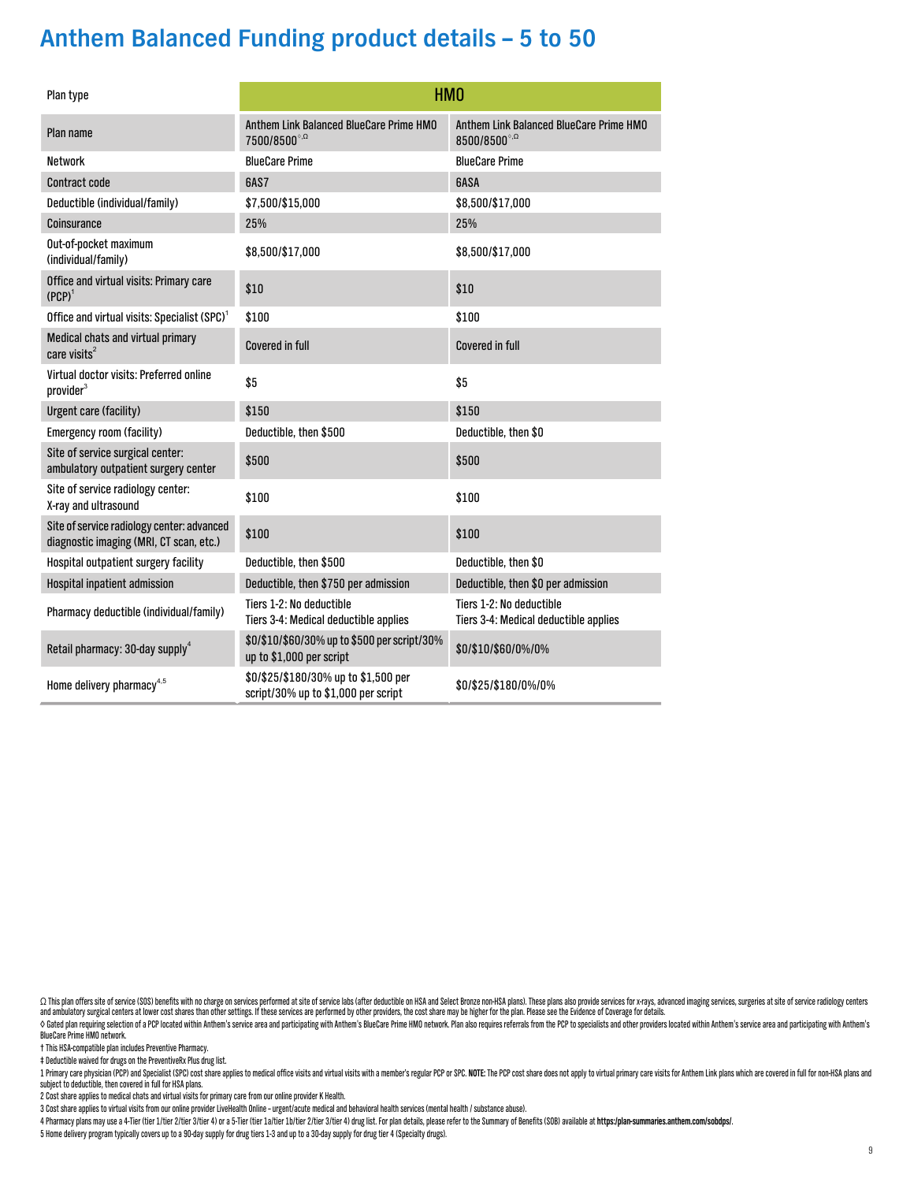# Anthem Balanced Funding product details – 5 to 50

| Plan type | HMO | |
|---|---|---|
| Plan name | Anthem Link Balanced BlueCare Prime HMO 7500/8500[◊,Ω] | Anthem Link Balanced BlueCare Prime HMO 8500/8500[◊,Ω] |
| Network | BlueCare Prime | BlueCare Prime |
| Contract code | 6AS7 | 6ASA |
| Deductible (individual/family) | $7,500/$15,000 | $8,500/$17,000 |
| Coinsurance | 25% | 25% |
| Out-of-pocket maximum (individual/family) | $8,500/$17,000 | $8,500/$17,000 |
| Office and virtual visits: Primary care (PCP)[1] | $10 | $10 |
| Office and virtual visits: Specialist (SPC)[1] | $100 | $100 |
| Medical chats and virtual primary care visits[2] | Covered in full | Covered in full |
| Virtual doctor visits: Preferred online provider[3] | $5 | $5 |
| Urgent care (facility) | $150 | $150 |
| Emergency room (facility) | Deductible, then $500 | Deductible, then $0 |
| Site of service surgical center: ambulatory outpatient surgery center | $500 | $500 |
| Site of service radiology center: X-ray and ultrasound | $100 | $100 |
| Site of service radiology center: advanced diagnostic imaging (MRI, CT scan, etc.) | $100 | $100 |
| Hospital outpatient surgery facility | Deductible, then $500 | Deductible, then $0 |
| Hospital inpatient admission | Deductible, then $750 per admission | Deductible, then $0 per admission |
| Pharmacy deductible (individual/family) | Tiers 1-2: No deductible<br>Tiers 3-4: Medical deductible applies | Tiers 1-2: No deductible<br>Tiers 3-4: Medical deductible applies |
| Retail pharmacy: 30-day supply[4] | $0/$10/$60/30% up to $500 per script/30% up to $1,000 per script | $0/$10/$60/0%/0% |
| Home delivery pharmacy[4,5] | $0/$25/$180/30% up to $1,500 per script/30% up to $1,000 per script | $0/$25/$180/0%/0% |

Ω This plan offers site of service (SOS) benefits with no charge on services performed at site of service labs (after deductible on HSA and Select Bronze non-HSA plans). These plans also provide services for x-rays, advanced imaging services, surgeries at site of service radiology centers and ambulatory surgical centers at lower cost shares than other settings. If these services are performed by other providers, the cost share may be higher for the plan. Please see the Evidence of Coverage for details.

◊ Gated plan requiring selection of a PCP located within Anthem's service area and participating with Anthem's BlueCare Prime HMO network. Plan also requires referrals from the PCP to specialists and other providers located within Anthem's service area and participating with Anthem's BlueCare Prime HMO network.

† This HSA-compatible plan includes Preventive Pharmacy.

‡ Deductible waived for drugs on the PreventiveRx Plus drug list.

1 Primary care physician (PCP) and Specialist (SPC) cost share applies to medical office visits and virtual visits with a member's regular PCP or SPC. **NOTE:** The PCP cost share does not apply to virtual primary care visits for Anthem Link plans which are covered in full for non-HSA plans and subject to deductible, then covered in full for HSA plans.

2 Cost share applies to medical chats and virtual visits for primary care from our online provider K Health.

3 Cost share applies to virtual visits from our online provider LiveHealth Online – urgent/acute medical and behavioral health services (mental health / substance abuse).

4 Pharmacy plans may use a 4-Tier (tier 1/tier 2/tier 3/tier 4) or a 5-Tier (tier 1a/tier 1b/tier 2/tier 3/tier 4) drug list. For plan details, please refer to the Summary of Benefits (SOB) available at **https:/plan-summaries.anthem.com/sobdps/**.

5 Home delivery program typically covers up to a 90-day supply for drug tiers 1-3 and up to a 30-day supply for drug tier 4 (Specialty drugs).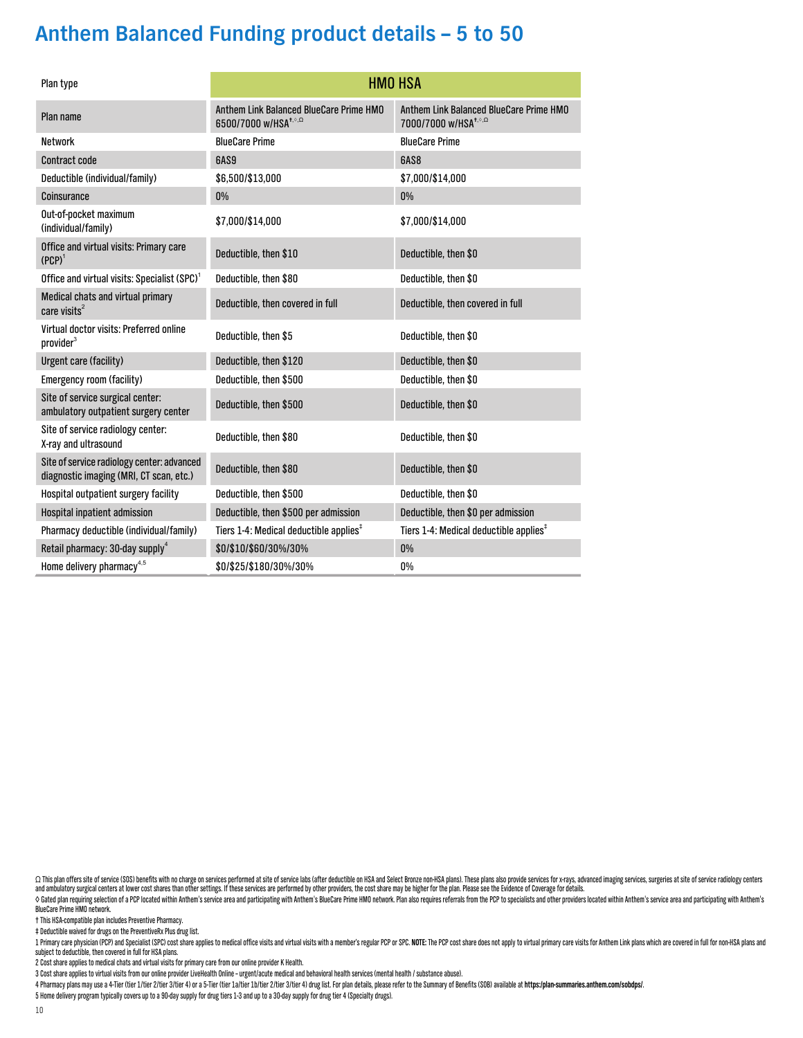# Anthem Balanced Funding product details – 5 to 50

| Plan type | HMO HSA | |
|---|---|---|
| Plan name | Anthem Link Balanced BlueCare Prime HMO 6500/7000 w/HSA[†,◊,Ω] | Anthem Link Balanced BlueCare Prime HMO 7000/7000 w/HSA[†,◊,Ω] |
| Network | BlueCare Prime | BlueCare Prime |
| Contract code | 6AS9 | 6AS8 |
| Deductible (individual/family) | $6,500/$13,000 | $7,000/$14,000 |
| Coinsurance | 0% | 0% |
| Out-of-pocket maximum (individual/family) | $7,000/$14,000 | $7,000/$14,000 |
| Office and virtual visits: Primary care (PCP)[1] | Deductible, then $10 | Deductible, then $0 |
| Office and virtual visits: Specialist (SPC)[1] | Deductible, then $80 | Deductible, then $0 |
| Medical chats and virtual primary care visits[2] | Deductible, then covered in full | Deductible, then covered in full |
| Virtual doctor visits: Preferred online provider[3] | Deductible, then $5 | Deductible, then $0 |
| Urgent care (facility) | Deductible, then $120 | Deductible, then $0 |
| Emergency room (facility) | Deductible, then $500 | Deductible, then $0 |
| Site of service surgical center: ambulatory outpatient surgery center | Deductible, then $500 | Deductible, then $0 |
| Site of service radiology center: X-ray and ultrasound | Deductible, then $80 | Deductible, then $0 |
| Site of service radiology center: advanced diagnostic imaging (MRI, CT scan, etc.) | Deductible, then $80 | Deductible, then $0 |
| Hospital outpatient surgery facility | Deductible, then $500 | Deductible, then $0 |
| Hospital inpatient admission | Deductible, then $500 per admission | Deductible, then $0 per admission |
| Pharmacy deductible (individual/family) | Tiers 1-4: Medical deductible applies[‡] | Tiers 1-4: Medical deductible applies[‡] |
| Retail pharmacy: 30-day supply[4] | $0/$10/$60/30%/30% | 0% |
| Home delivery pharmacy[4,5] | $0/$25/$180/30%/30% | 0% |

Ω This plan offers site of service (SOS) benefits with no charge on services performed at site of service labs (after deductible on HSA and Select Bronze non-HSA plans). These plans also provide services for x-rays, advanced imaging services, surgeries at site of service radiology centers and ambulatory surgical centers at lower cost shares than other settings. If these services are performed by other providers, the cost share may be higher for the plan. Please see the Evidence of Coverage for details.

◊ Gated plan requiring selection of a PCP located within Anthem's service area and participating with Anthem's BlueCare Prime HMO network. Plan also requires referrals from the PCP to specialists and other providers located within Anthem's service area and participating with Anthem's BlueCare Prime HMO network.

† This HSA-compatible plan includes Preventive Pharmacy.

‡ Deductible waived for drugs on the PreventiveRx Plus drug list.

1 Primary care physician (PCP) and Specialist (SPC) cost share applies to medical office visits and virtual visits with a member's regular PCP or SPC. **NOTE:** The PCP cost share does not apply to virtual primary care visits for Anthem Link plans which are covered in full for non-HSA plans and subject to deductible, then covered in full for HSA plans.

2 Cost share applies to medical chats and virtual visits for primary care from our online provider K Health.

3 Cost share applies to virtual visits from our online provider LiveHealth Online – urgent/acute medical and behavioral health services (mental health / substance abuse).

4 Pharmacy plans may use a 4-Tier (tier 1/tier 2/tier 3/tier 4) or a 5-Tier (tier 1a/tier 1b/tier 2/tier 3/tier 4) drug list. For plan details, please refer to the Summary of Benefits (SOB) available at **https://plan-summaries.anthem.com/sobdps/**.

5 Home delivery program typically covers up to a 90-day supply for drug tiers 1-3 and up to a 30-day supply for drug tier 4 (Specialty drugs).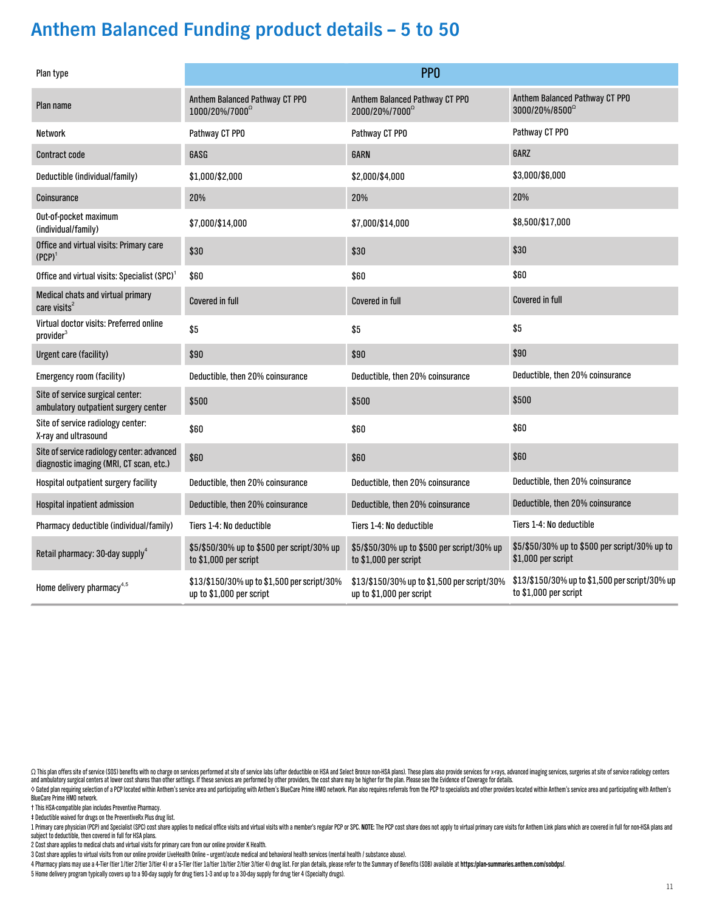# Anthem Balanced Funding product details – 5 to 50

| Plan type | PPO | | |
|---|---|---|---|
| Plan name | Anthem Balanced Pathway CT PPO 1000/20%/7000Ω | Anthem Balanced Pathway CT PPO 2000/20%/7000Ω | Anthem Balanced Pathway CT PPO 3000/20%/8500Ω |
| Network | Pathway CT PPO | Pathway CT PPO | Pathway CT PPO |
| Contract code | 6ASG | 6ARN | 6ARZ |
| Deductible (individual/family) | $1,000/$2,000 | $2,000/$4,000 | $3,000/$6,000 |
| Coinsurance | 20% | 20% | 20% |
| Out-of-pocket maximum (individual/family) | $7,000/$14,000 | $7,000/$14,000 | $8,500/$17,000 |
| Office and virtual visits: Primary care (PCP)[1] | $30 | $30 | $30 |
| Office and virtual visits: Specialist (SPC)[1] | $60 | $60 | $60 |
| Medical chats and virtual primary care visits[2] | Covered in full | Covered in full | Covered in full |
| Virtual doctor visits: Preferred online provider[3] | $5 | $5 | $5 |
| Urgent care (facility) | $90 | $90 | $90 |
| Emergency room (facility) | Deductible, then 20% coinsurance | Deductible, then 20% coinsurance | Deductible, then 20% coinsurance |
| Site of service surgical center: ambulatory outpatient surgery center | $500 | $500 | $500 |
| Site of service radiology center: X-ray and ultrasound | $60 | $60 | $60 |
| Site of service radiology center: advanced diagnostic imaging (MRI, CT scan, etc.) | $60 | $60 | $60 |
| Hospital outpatient surgery facility | Deductible, then 20% coinsurance | Deductible, then 20% coinsurance | Deductible, then 20% coinsurance |
| Hospital inpatient admission | Deductible, then 20% coinsurance | Deductible, then 20% coinsurance | Deductible, then 20% coinsurance |
| Pharmacy deductible (individual/family) | Tiers 1-4: No deductible | Tiers 1-4: No deductible | Tiers 1-4: No deductible |
| Retail pharmacy: 30-day supply[4] | $5/$50/30% up to $500 per script/30% up to $1,000 per script | $5/$50/30% up to $500 per script/30% up to $1,000 per script | $5/$50/30% up to $500 per script/30% up to $1,000 per script |
| Home delivery pharmacy[4,5] | $13/$150/30% up to $1,500 per script/30% up to $1,000 per script | $13/$150/30% up to $1,500 per script/30% up to $1,000 per script | $13/$150/30% up to $1,500 per script/30% up to $1,000 per script |

Ω This plan offers site of service (SOS) benefits with no charge on services performed at site of service labs (after deductible on HSA and Select Bronze non-HSA plans). These plans also provide services for x-rays, advanced imaging services, surgeries at site of service radiology centers and ambulatory surgical centers at lower cost shares than other settings. If these services are performed by other providers, the cost share may be higher for the plan. Please see the Evidence of Coverage for details.

◊ Gated plan requiring selection of a PCP located within Anthem's service area and participating with Anthem's BlueCare Prime HMO network. Plan also requires referrals from the PCP to specialists and other providers located within Anthem's service area and participating with Anthem's BlueCare Prime HMO network.

† This HSA-compatible plan includes Preventive Pharmacy.

‡ Deductible waived for drugs on the PreventiveRx Plus drug list.

1 Primary care physician (PCP) and Specialist (SPC) cost share applies to medical office visits and virtual visits with a member's regular PCP or SPC. **NOTE:** The PCP cost share does not apply to virtual primary care visits for Anthem Link plans which are covered in full for non-HSA plans and subject to deductible, then covered in full for HSA plans.

2 Cost share applies to medical chats and virtual visits for primary care from our online provider K Health.

3 Cost share applies to virtual visits from our online provider LiveHealth Online – urgent/acute medical and behavioral health services (mental health / substance abuse).

4 Pharmacy plans may use a 4-Tier (tier 1/tier 2/tier 3/tier 4) or a 5-Tier (tier 1a/tier 1b/tier 2/tier 3/tier 4) drug list. For plan details, please refer to the Summary of Benefits (SOB) available at **https://plan-summaries.anthem.com/sobdps/**.

5 Home delivery program typically covers up to a 90-day supply for drug tiers 1-3 and up to a 30-day supply for drug tier 4 (Specialty drugs).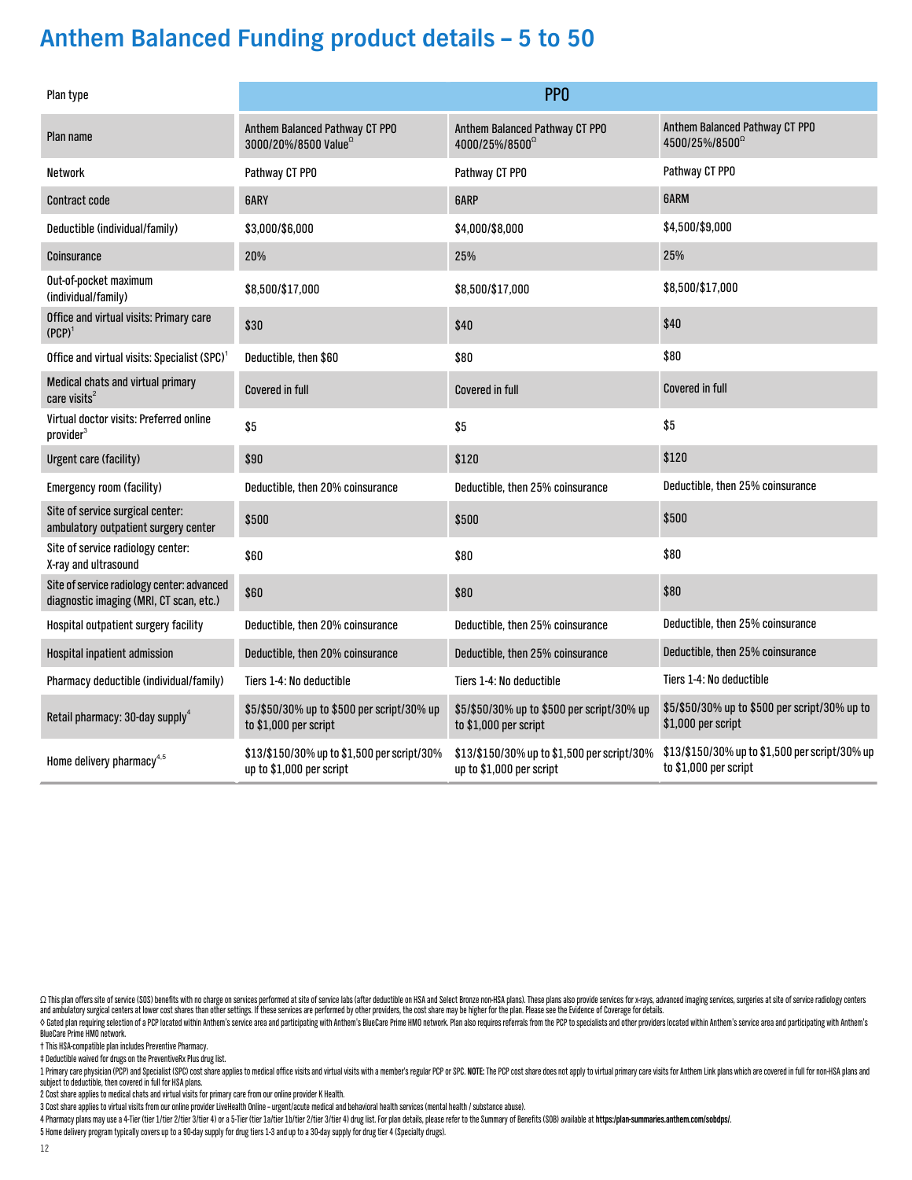# Anthem Balanced Funding product details – 5 to 50

| Plan type | PPO | | |
|---|---|---|---|
| Plan name | Anthem Balanced Pathway CT PPO 3000/20%/8500 ValueΩ | Anthem Balanced Pathway CT PPO 4000/25%/8500Ω | Anthem Balanced Pathway CT PPO 4500/25%/8500Ω |
| Network | Pathway CT PPO | Pathway CT PPO | Pathway CT PPO |
| Contract code | 6ARY | 6ARP | 6ARM |
| Deductible (individual/family) | $3,000/$6,000 | $4,000/$8,000 | $4,500/$9,000 |
| Coinsurance | 20% | 25% | 25% |
| Out-of-pocket maximum (individual/family) | $8,500/$17,000 | $8,500/$17,000 | $8,500/$17,000 |
| Office and virtual visits: Primary care (PCP)[1] | $30 | $40 | $40 |
| Office and virtual visits: Specialist (SPC)[1] | Deductible, then $60 | $80 | $80 |
| Medical chats and virtual primary care visits[2] | Covered in full | Covered in full | Covered in full |
| Virtual doctor visits: Preferred online provider[3] | $5 | $5 | $5 |
| Urgent care (facility) | $90 | $120 | $120 |
| Emergency room (facility) | Deductible, then 20% coinsurance | Deductible, then 25% coinsurance | Deductible, then 25% coinsurance |
| Site of service surgical center: ambulatory outpatient surgery center | $500 | $500 | $500 |
| Site of service radiology center: X-ray and ultrasound | $60 | $80 | $80 |
| Site of service radiology center: advanced diagnostic imaging (MRI, CT scan, etc.) | $60 | $80 | $80 |
| Hospital outpatient surgery facility | Deductible, then 20% coinsurance | Deductible, then 25% coinsurance | Deductible, then 25% coinsurance |
| Hospital inpatient admission | Deductible, then 20% coinsurance | Deductible, then 25% coinsurance | Deductible, then 25% coinsurance |
| Pharmacy deductible (individual/family) | Tiers 1-4: No deductible | Tiers 1-4: No deductible | Tiers 1-4: No deductible |
| Retail pharmacy: 30-day supply[4] | $5/$50/30% up to $500 per script/30% up to $1,000 per script | $5/$50/30% up to $500 per script/30% up to $1,000 per script | $5/$50/30% up to $500 per script/30% up to $1,000 per script |
| Home delivery pharmacy[4,5] | $13/$150/30% up to $1,500 per script/30% up to $1,000 per script | $13/$150/30% up to $1,500 per script/30% up to $1,000 per script | $13/$150/30% up to $1,500 per script/30% up to $1,000 per script |

Ω This plan offers site of service (SOS) benefits with no charge on services performed at site of service labs (after deductible on HSA and Select Bronze non-HSA plans). These plans also provide services for x-rays, advanced imaging services, surgeries at site of service radiology centers and ambulatory surgical centers at lower cost shares than other settings. If these services are performed by other providers, the cost share may be higher for the plan. Please see the Evidence of Coverage for details.

◊ Gated plan requiring selection of a PCP located within Anthem's service area and participating with Anthem's BlueCare Prime HMO network. Plan also requires referrals from the PCP to specialists and other providers located within Anthem's service area and participating with Anthem's BlueCare Prime HMO network.

† This HSA-compatible plan includes Preventive Pharmacy.

‡ Deductible waived for drugs on the PreventiveRx Plus drug list.

1 Primary care physician (PCP) and Specialist (SPC) cost share applies to medical office visits and virtual visits with a member's regular PCP or SPC. **NOTE:** The PCP cost share does not apply to virtual primary care visits for Anthem Link plans which are covered in full for non-HSA plans and subject to deductible, then covered in full for HSA plans.

2 Cost share applies to medical chats and virtual visits for primary care from our online provider K Health.

3 Cost share applies to virtual visits from our online provider LiveHealth Online – urgent/acute medical and behavioral health services (mental health / substance abuse).

4 Pharmacy plans may use a 4-Tier (tier 1/tier 2/tier 3/tier 4) or a 5-Tier (tier 1a/tier 1b/tier 2/tier 3/tier 4) drug list. For plan details, please refer to the Summary of Benefits (SOB) available at **https://plan-summaries.anthem.com/sobdps/**.

5 Home delivery program typically covers up to a 90-day supply for drug tiers 1-3 and up to a 30-day supply for drug tier 4 (Specialty drugs).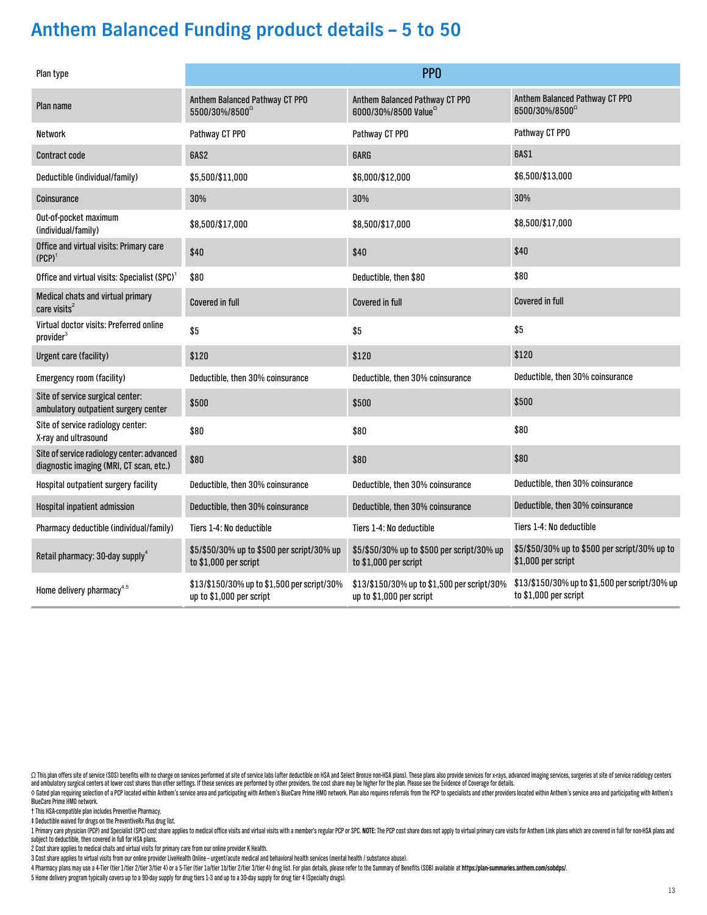# Anthem Balanced Funding product details – 5 to 50

| Plan type | PPO | | |
|---|---|---|---|
| Plan name | Anthem Balanced Pathway CT PPO 5500/30%/8500[Ω] | Anthem Balanced Pathway CT PPO 6000/30%/8500 Value[Ω] | Anthem Balanced Pathway CT PPO 6500/30%/8500[Ω] |
| Network | Pathway CT PPO | Pathway CT PPO | Pathway CT PPO |
| Contract code | 6AS2 | 6ARG | 6AS1 |
| Deductible (individual/family) | $5,500/$11,000 | $6,000/$12,000 | $6,500/$13,000 |
| Coinsurance | 30% | 30% | 30% |
| Out-of-pocket maximum (individual/family) | $8,500/$17,000 | $8,500/$17,000 | $8,500/$17,000 |
| Office and virtual visits: Primary care (PCP)[1] | $40 | $40 | $40 |
| Office and virtual visits: Specialist (SPC)[1] | $80 | Deductible, then $80 | $80 |
| Medical chats and virtual primary care visits[2] | Covered in full | Covered in full | Covered in full |
| Virtual doctor visits: Preferred online provider[3] | $5 | $5 | $5 |
| Urgent care (facility) | $120 | $120 | $120 |
| Emergency room (facility) | Deductible, then 30% coinsurance | Deductible, then 30% coinsurance | Deductible, then 30% coinsurance |
| Site of service surgical center: ambulatory outpatient surgery center | $500 | $500 | $500 |
| Site of service radiology center: X-ray and ultrasound | $80 | $80 | $80 |
| Site of service radiology center: advanced diagnostic imaging (MRI, CT scan, etc.) | $80 | $80 | $80 |
| Hospital outpatient surgery facility | Deductible, then 30% coinsurance | Deductible, then 30% coinsurance | Deductible, then 30% coinsurance |
| Hospital inpatient admission | Deductible, then 30% coinsurance | Deductible, then 30% coinsurance | Deductible, then 30% coinsurance |
| Pharmacy deductible (individual/family) | Tiers 1-4: No deductible | Tiers 1-4: No deductible | Tiers 1-4: No deductible |
| Retail pharmacy: 30-day supply[4] | $5/$50/30% up to $500 per script/30% up to $1,000 per script | $5/$50/30% up to $500 per script/30% up to $1,000 per script | $5/$50/30% up to $500 per script/30% up to $1,000 per script |
| Home delivery pharmacy[4,5] | $13/$150/30% up to $1,500 per script/30% up to $1,000 per script | $13/$150/30% up to $1,500 per script/30% up to $1,000 per script | $13/$150/30% up to $1,500 per script/30% up to $1,000 per script |

Ω This plan offers site of service (SOS) benefits with no charge on services performed at site of service labs (after deductible on HSA and Select Bronze non-HSA plans). These plans also provide services for x-rays, advanced imaging services, surgeries at site of service radiology centers and ambulatory surgical centers at lower cost shares than other settings. If these services are performed by other providers, the cost share may be higher for the plan. Please see the Evidence of Coverage for details.

◊ Gated plan requiring selection of a PCP located within Anthem's service area and participating with Anthem's BlueCare Prime HMO network. Plan also requires referrals from the PCP to specialists and other providers located within Anthem's service area and participating with Anthem's BlueCare Prime HMO network.

† This HSA-compatible plan includes Preventive Pharmacy.

‡ Deductible waived for drugs on the PreventiveRx Plus drug list.

1 Primary care physician (PCP) and Specialist (SPC) cost share applies to medical office visits and virtual visits with a member's regular PCP or SPC. **NOTE:** The PCP cost share does not apply to virtual primary care visits for Anthem Link plans which are covered in full for non-HSA plans and subject to deductible, then covered in full for HSA plans.

2 Cost share applies to medical chats and virtual visits for primary care from our online provider K Health.

3 Cost share applies to virtual visits from our online provider LiveHealth Online – urgent/acute medical and behavioral health services (mental health / substance abuse).

4 Pharmacy plans may use a 4-Tier (tier 1/tier 2/tier 3/tier 4) or a 5-Tier (tier 1a/tier 1b/tier 2/tier 3/tier 4) drug list. For plan details, please refer to the Summary of Benefits (SOB) available at **https://plan-summaries.anthem.com/sobdps/**.

5 Home delivery program typically covers up to a 90-day supply for drug tiers 1-3 and up to a 30-day supply for drug tier 4 (Specialty drugs).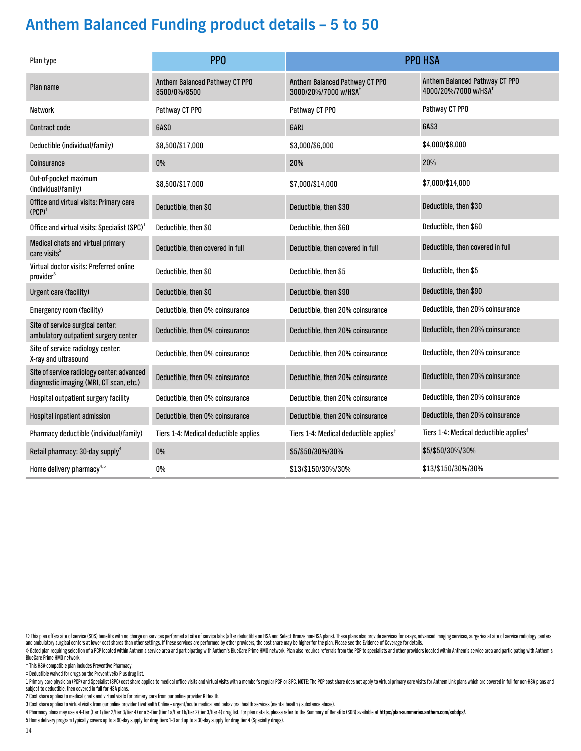# Anthem Balanced Funding product details – 5 to 50

| Plan type | PPO | PPO HSA | |
|---|---|---|---|
| Plan name | Anthem Balanced Pathway CT PPO 8500/0%/8500 | Anthem Balanced Pathway CT PPO 3000/20%/7000 w/HSA† | Anthem Balanced Pathway CT PPO 4000/20%/7000 w/HSA† |
| Network | Pathway CT PPO | Pathway CT PPO | Pathway CT PPO |
| Contract code | 6AS0 | 6ARJ | 6AS3 |
| Deductible (individual/family) | $8,500/$17,000 | $3,000/$6,000 | $4,000/$8,000 |
| Coinsurance | 0% | 20% | 20% |
| Out-of-pocket maximum (individual/family) | $8,500/$17,000 | $7,000/$14,000 | $7,000/$14,000 |
| Office and virtual visits: Primary care (PCP)[1] | Deductible, then $0 | Deductible, then $30 | Deductible, then $30 |
| Office and virtual visits: Specialist (SPC)[1] | Deductible, then $0 | Deductible, then $60 | Deductible, then $60 |
| Medical chats and virtual primary care visits[2] | Deductible, then covered in full | Deductible, then covered in full | Deductible, then covered in full |
| Virtual doctor visits: Preferred online provider[3] | Deductible, then $0 | Deductible, then $5 | Deductible, then $5 |
| Urgent care (facility) | Deductible, then $0 | Deductible, then $90 | Deductible, then $90 |
| Emergency room (facility) | Deductible, then 0% coinsurance | Deductible, then 20% coinsurance | Deductible, then 20% coinsurance |
| Site of service surgical center: ambulatory outpatient surgery center | Deductible, then 0% coinsurance | Deductible, then 20% coinsurance | Deductible, then 20% coinsurance |
| Site of service radiology center: X-ray and ultrasound | Deductible, then 0% coinsurance | Deductible, then 20% coinsurance | Deductible, then 20% coinsurance |
| Site of service radiology center: advanced diagnostic imaging (MRI, CT scan, etc.) | Deductible, then 0% coinsurance | Deductible, then 20% coinsurance | Deductible, then 20% coinsurance |
| Hospital outpatient surgery facility | Deductible, then 0% coinsurance | Deductible, then 20% coinsurance | Deductible, then 20% coinsurance |
| Hospital inpatient admission | Deductible, then 0% coinsurance | Deductible, then 20% coinsurance | Deductible, then 20% coinsurance |
| Pharmacy deductible (individual/family) | Tiers 1-4: Medical deductible applies | Tiers 1-4: Medical deductible applies‡ | Tiers 1-4: Medical deductible applies‡ |
| Retail pharmacy: 30-day supply[4] | 0% | $5/$50/30%/30% | $5/$50/30%/30% |
| Home delivery pharmacy[4,5] | 0% | $13/$150/30%/30% | $13/$150/30%/30% |

Ω This plan offers site of service (SOS) benefits with no charge on services performed at site of service labs (after deductible on HSA and Select Bronze non-HSA plans). These plans also provide services for x-rays, advanced imaging services, surgeries at site of service radiology centers and ambulatory surgical centers at lower cost shares than other settings. If these services are performed by other providers, the cost share may be higher for the plan. Please see the Evidence of Coverage for details.

◊ Gated plan requiring selection of a PCP located within Anthem's service area and participating with Anthem's BlueCare Prime HMO network. Plan also requires referrals from the PCP to specialists and other providers located within Anthem's service area and participating with Anthem's BlueCare Prime HMO network.

† This HSA-compatible plan includes Preventive Pharmacy.

‡ Deductible waived for drugs on the PreventiveRx Plus drug list.

1 Primary care physician (PCP) and Specialist (SPC) cost share applies to medical office visits and virtual visits with a member's regular PCP or SPC. **NOTE:** The PCP cost share does not apply to virtual primary care visits for Anthem Link plans which are covered in full for non-HSA plans and subject to deductible, then covered in full for HSA plans.

2 Cost share applies to medical chats and virtual visits for primary care from our online provider K Health.

3 Cost share applies to virtual visits from our online provider LiveHealth Online – urgent/acute medical and behavioral health services (mental health / substance abuse).

4 Pharmacy plans may use a 4-Tier (tier 1/tier 2/tier 3/tier 4) or a 5-Tier (tier 1a/tier 1b/tier 2/tier 3/tier 4) drug list. For plan details, please refer to the Summary of Benefits (SOB) available at **https://plan-summaries.anthem.com/sobdps/**.

5 Home delivery program typically covers up to a 90-day supply for drug tiers 1-3 and up to a 30-day supply for drug tier 4 (Specialty drugs).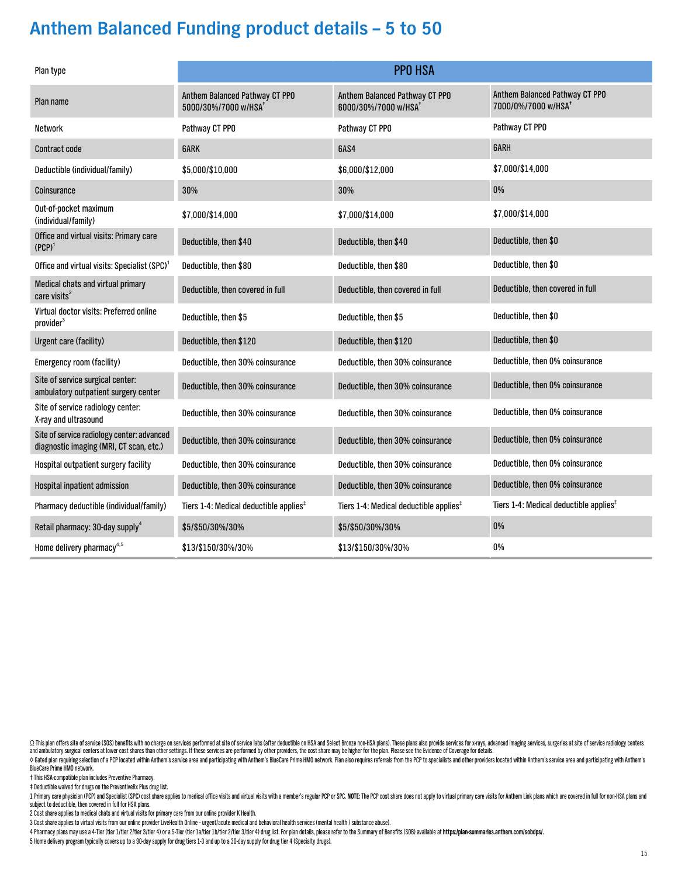# Anthem Balanced Funding product details – 5 to 50

| Plan type | PPO HSA | | |
|---|---|---|---|
| Plan name | Anthem Balanced Pathway CT PPO 5000/30%/7000 w/HSA† | Anthem Balanced Pathway CT PPO 6000/30%/7000 w/HSA† | Anthem Balanced Pathway CT PPO 7000/0%/7000 w/HSA† |
| Network | Pathway CT PPO | Pathway CT PPO | Pathway CT PPO |
| Contract code | 6ARK | 6AS4 | 6ARH |
| Deductible (individual/family) | $5,000/$10,000 | $6,000/$12,000 | $7,000/$14,000 |
| Coinsurance | 30% | 30% | 0% |
| Out-of-pocket maximum (individual/family) | $7,000/$14,000 | $7,000/$14,000 | $7,000/$14,000 |
| Office and virtual visits: Primary care (PCP)[1] | Deductible, then $40 | Deductible, then $40 | Deductible, then $0 |
| Office and virtual visits: Specialist (SPC)[1] | Deductible, then $80 | Deductible, then $80 | Deductible, then $0 |
| Medical chats and virtual primary care visits[2] | Deductible, then covered in full | Deductible, then covered in full | Deductible, then covered in full |
| Virtual doctor visits: Preferred online provider[3] | Deductible, then $5 | Deductible, then $5 | Deductible, then $0 |
| Urgent care (facility) | Deductible, then $120 | Deductible, then $120 | Deductible, then $0 |
| Emergency room (facility) | Deductible, then 30% coinsurance | Deductible, then 30% coinsurance | Deductible, then 0% coinsurance |
| Site of service surgical center: ambulatory outpatient surgery center | Deductible, then 30% coinsurance | Deductible, then 30% coinsurance | Deductible, then 0% coinsurance |
| Site of service radiology center: X-ray and ultrasound | Deductible, then 30% coinsurance | Deductible, then 30% coinsurance | Deductible, then 0% coinsurance |
| Site of service radiology center: advanced diagnostic imaging (MRI, CT scan, etc.) | Deductible, then 30% coinsurance | Deductible, then 30% coinsurance | Deductible, then 0% coinsurance |
| Hospital outpatient surgery facility | Deductible, then 30% coinsurance | Deductible, then 30% coinsurance | Deductible, then 0% coinsurance |
| Hospital inpatient admission | Deductible, then 30% coinsurance | Deductible, then 30% coinsurance | Deductible, then 0% coinsurance |
| Pharmacy deductible (individual/family) | Tiers 1-4: Medical deductible applies‡ | Tiers 1-4: Medical deductible applies‡ | Tiers 1-4: Medical deductible applies‡ |
| Retail pharmacy: 30-day supply[4] | $5/$50/30%/30% | $5/$50/30%/30% | 0% |
| Home delivery pharmacy[4,5] | $13/$150/30%/30% | $13/$150/30%/30% | 0% |

Ω This plan offers site of service (SOS) benefits with no charge on services performed at site of service labs (after deductible on HSA and Select Bronze non-HSA plans). These plans also provide services for x-rays, advanced imaging services, surgeries at site of service radiology centers and ambulatory surgical centers at lower cost shares than other settings. If these services are performed by other providers, the cost share may be higher for the plan. Please see the Evidence of Coverage for details.

◊ Gated plan requiring selection of a PCP located within Anthem's service area and participating with Anthem's BlueCare Prime HMO network. Plan also requires referrals from the PCP to specialists and other providers located within Anthem's service area and participating with Anthem's BlueCare Prime HMO network.

† This HSA-compatible plan includes Preventive Pharmacy.

‡ Deductible waived for drugs on the PreventiveRx Plus drug list.

1 Primary care physician (PCP) and Specialist (SPC) cost share applies to medical office visits and virtual visits with a member's regular PCP or SPC. **NOTE:** The PCP cost share does not apply to virtual primary care visits for Anthem Link plans which are covered in full for non-HSA plans and subject to deductible, then covered in full for HSA plans.

2 Cost share applies to medical chats and virtual visits for primary care from our online provider K Health.

3 Cost share applies to virtual visits from our online provider LiveHealth Online – urgent/acute medical and behavioral health services (mental health / substance abuse).

4 Pharmacy plans may use a 4-Tier (tier 1/tier 2/tier 3/tier 4) or a 5-Tier (tier 1a/tier 1b/tier 2/tier 3/tier 4) drug list. For plan details, please refer to the Summary of Benefits (SOB) available at **https://plan-summaries.anthem.com/sobdps/**.

5 Home delivery program typically covers up to a 90-day supply for drug tiers 1-3 and up to a 30-day supply for drug tier 4 (Specialty drugs).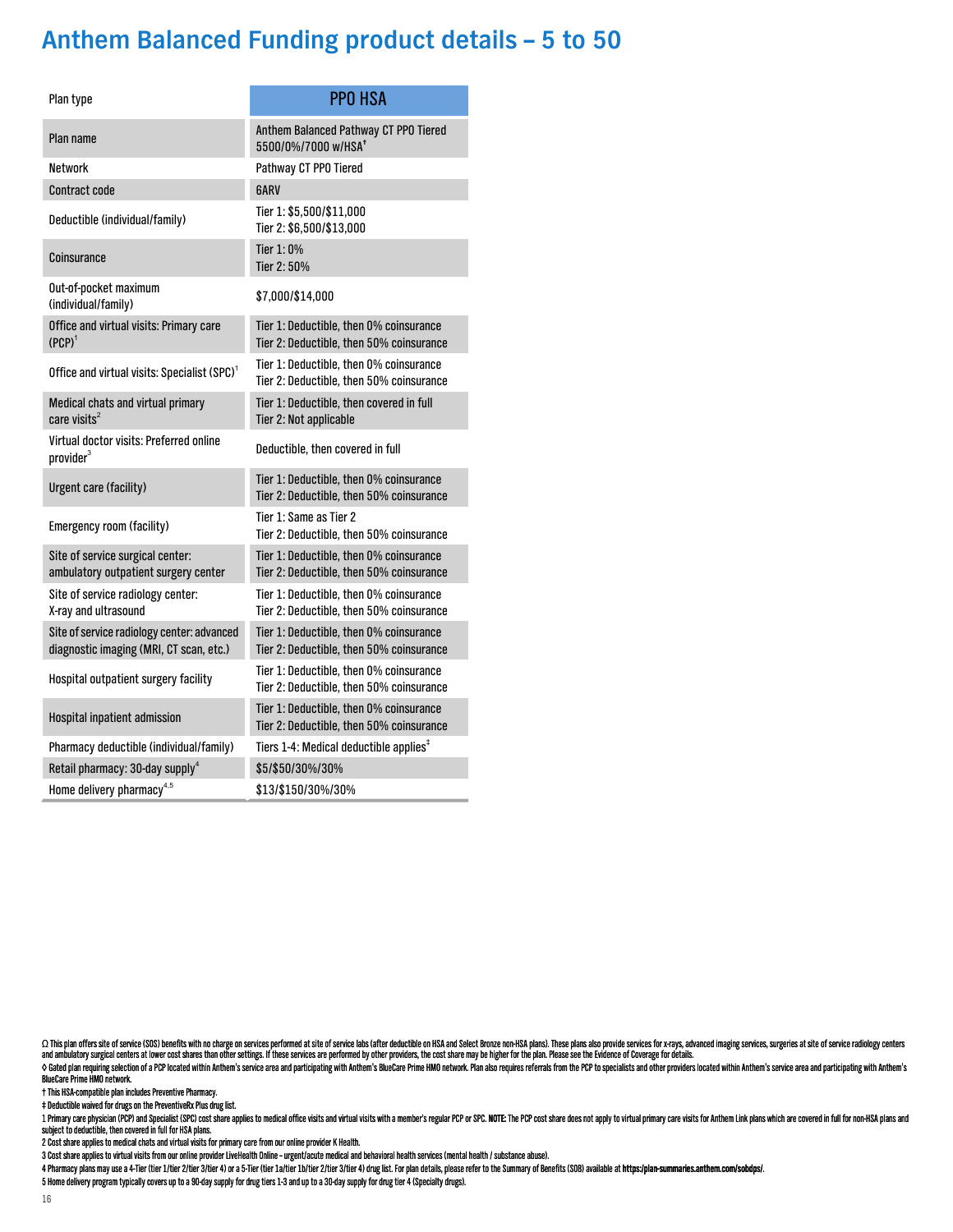# Anthem Balanced Funding product details – 5 to 50

| Plan type | PPO HSA |
|---|---|
| Plan name | Anthem Balanced Pathway CT PPO Tiered 5500/0%/7000 w/HSA† |
| Network | Pathway CT PPO Tiered |
| Contract code | 6ARV |
| Deductible (individual/family) | Tier 1: \$5,500/\$11,000<br>Tier 2: \$6,500/\$13,000 |
| Coinsurance | Tier 1: 0%<br>Tier 2: 50% |
| Out-of-pocket maximum (individual/family) | \$7,000/\$14,000 |
| Office and virtual visits: Primary care (PCP)[1] | Tier 1: Deductible, then 0% coinsurance<br>Tier 2: Deductible, then 50% coinsurance |
| Office and virtual visits: Specialist (SPC)[1] | Tier 1: Deductible, then 0% coinsurance<br>Tier 2: Deductible, then 50% coinsurance |
| Medical chats and virtual primary care visits[2] | Tier 1: Deductible, then covered in full<br>Tier 2: Not applicable |
| Virtual doctor visits: Preferred online provider[3] | Deductible, then covered in full |
| Urgent care (facility) | Tier 1: Deductible, then 0% coinsurance<br>Tier 2: Deductible, then 50% coinsurance |
| Emergency room (facility) | Tier 1: Same as Tier 2<br>Tier 2: Deductible, then 50% coinsurance |
| Site of service surgical center: ambulatory outpatient surgery center | Tier 1: Deductible, then 0% coinsurance<br>Tier 2: Deductible, then 50% coinsurance |
| Site of service radiology center: X-ray and ultrasound | Tier 1: Deductible, then 0% coinsurance<br>Tier 2: Deductible, then 50% coinsurance |
| Site of service radiology center: advanced diagnostic imaging (MRI, CT scan, etc.) | Tier 1: Deductible, then 0% coinsurance<br>Tier 2: Deductible, then 50% coinsurance |
| Hospital outpatient surgery facility | Tier 1: Deductible, then 0% coinsurance<br>Tier 2: Deductible, then 50% coinsurance |
| Hospital inpatient admission | Tier 1: Deductible, then 0% coinsurance<br>Tier 2: Deductible, then 50% coinsurance |
| Pharmacy deductible (individual/family) | Tiers 1-4: Medical deductible applies‡ |
| Retail pharmacy: 30-day supply[4] | \$5/\$50/30%/30% |
| Home delivery pharmacy[4,5] | \$13/\$150/30%/30% |

Ω This plan offers site of service (SOS) benefits with no charge on services performed at site of service labs (after deductible on HSA and Select Bronze non-HSA plans). These plans also provide services for x-rays, advanced imaging services, surgeries at site of service radiology centers and ambulatory surgical centers at lower cost shares than other settings. If these services are performed by other providers, the cost share may be higher for the plan. Please see the Evidence of Coverage for details.

◊ Gated plan requiring selection of a PCP located within Anthem's service area and participating with Anthem's BlueCare Prime HMO network. Plan also requires referrals from the PCP to specialists and other providers located within Anthem's service area and participating with Anthem's BlueCare Prime HMO network.

† This HSA-compatible plan includes Preventive Pharmacy.

‡ Deductible waived for drugs on the PreventiveRx Plus drug list.

1 Primary care physician (PCP) and Specialist (SPC) cost share applies to medical office visits and virtual visits with a member's regular PCP or SPC. **NOTE:** The PCP cost share does not apply to virtual primary care visits for Anthem Link plans which are covered in full for non-HSA plans and subject to deductible, then covered in full for HSA plans.

2 Cost share applies to medical chats and virtual visits for primary care from our online provider K Health.

3 Cost share applies to virtual visits from our online provider LiveHealth Online – urgent/acute medical and behavioral health services (mental health / substance abuse).

4 Pharmacy plans may use a 4-Tier (tier 1/tier 2/tier 3/tier 4) or a 5-Tier (tier 1a/tier 1b/tier 2/tier 3/tier 4) drug list. For plan details, please refer to the Summary of Benefits (SOB) available at **https:/plan-summaries.anthem.com/sobdps/**.

5 Home delivery program typically covers up to a 90-day supply for drug tiers 1-3 and up to a 30-day supply for drug tier 4 (Specialty drugs).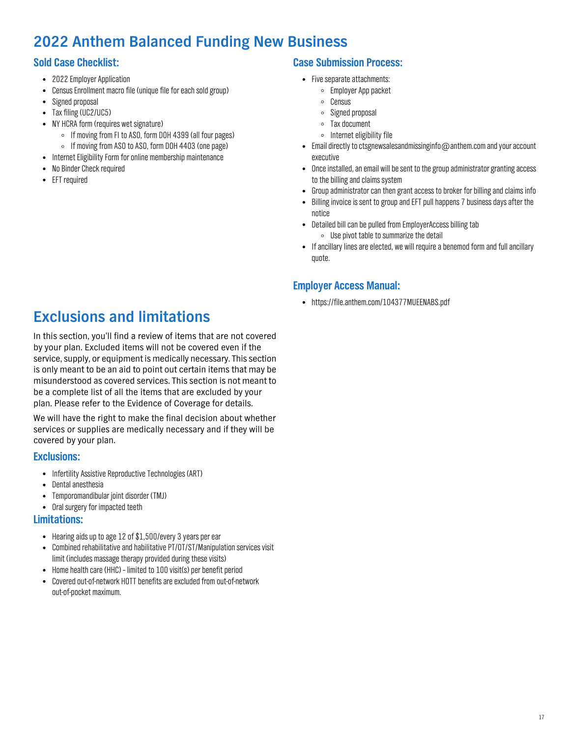# 2022 Anthem Balanced Funding New Business

### Sold Case Checklist:

- 2022 Employer Application
- Census Enrollment macro file (unique file for each sold group)
- Signed proposal
- Tax filing (UC2/UC5)
- NY HCRA form (requires wet signature)
  - If moving from FI to ASO, form DOH 4399 (all four pages)
  - If moving from ASO to ASO, form DOH 4403 (one page)
- Internet Eligibility Form for online membership maintenance
- No Binder Check required
- EFT required

### Case Submission Process:

- Five separate attachments:
  - Employer App packet
  - Census
  - Signed proposal
  - Tax document
  - Internet eligibility file
- Email directly to ctsgnewsalesandmissinginfo@anthem.com and your account executive
- Once installed, an email will be sent to the group administrator granting access to the billing and claims system
- Group administrator can then grant access to broker for billing and claims info
- Billing invoice is sent to group and EFT pull happens 7 business days after the notice
- Detailed bill can be pulled from EmployerAccess billing tab
  - Use pivot table to summarize the detail
- If ancillary lines are elected, we will require a benemod form and full ancillary quote.

### Employer Access Manual:

- https://file.anthem.com/104377MUEENABS.pdf

## Exclusions and limitations

In this section, you'll find a review of items that are not covered by your plan. Excluded items will not be covered even if the service, supply, or equipment is medically necessary. This section is only meant to be an aid to point out certain items that may be misunderstood as covered services. This section is not meant to be a complete list of all the items that are excluded by your plan. Please refer to the Evidence of Coverage for details.

We will have the right to make the final decision about whether services or supplies are medically necessary and if they will be covered by your plan.

### Exclusions:

- Infertility Assistive Reproductive Technologies (ART)
- Dental anesthesia
- Temporomandibular joint disorder (TMJ)
- Oral surgery for impacted teeth

### Limitations:

- Hearing aids up to age 12 of $1,500/every 3 years per ear
- Combined rehabilitative and habilitative PT/OT/ST/Manipulation services visit limit (includes massage therapy provided during these visits)
- Home health care (HHC) – limited to 100 visit(s) per benefit period
- Covered out-of-network HOTT benefits are excluded from out-of-network out-of-pocket maximum.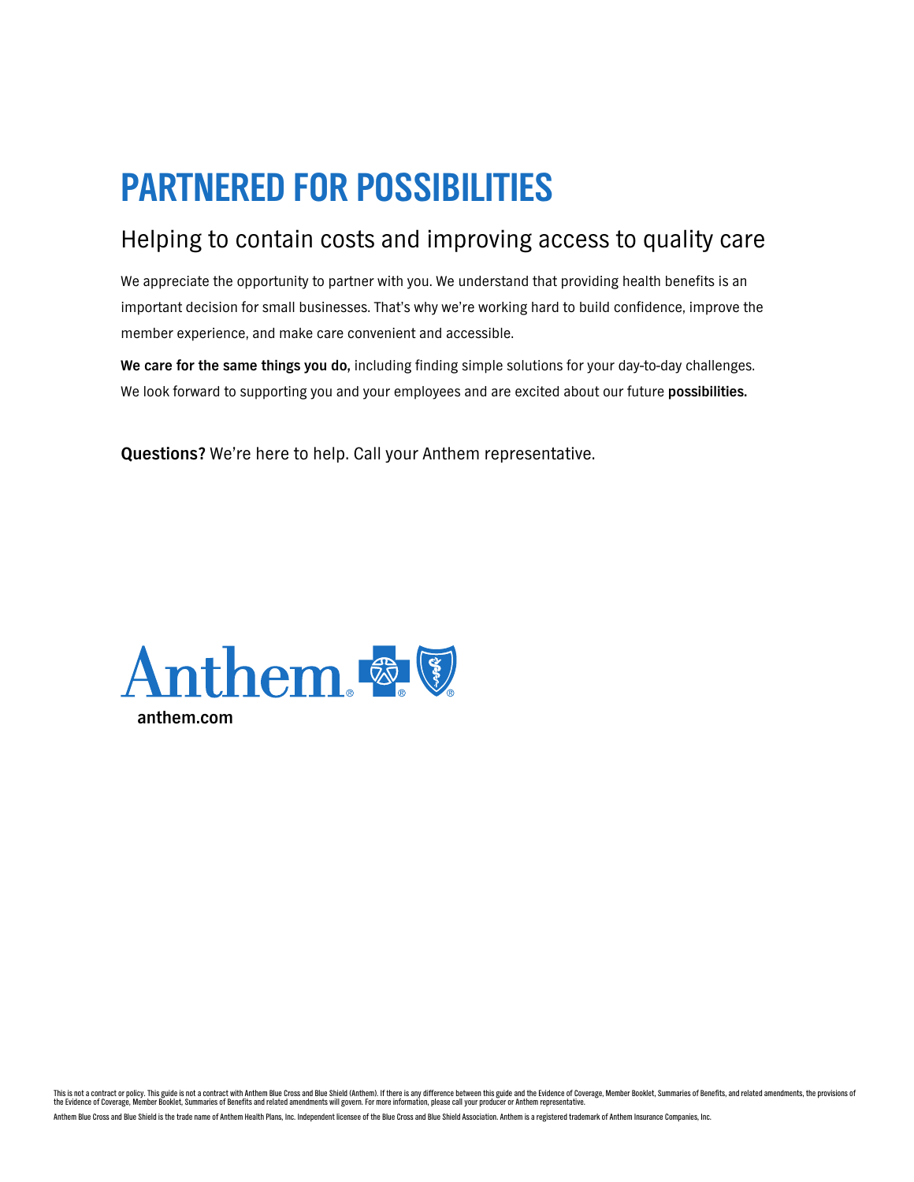# PARTNERED FOR POSSIBILITIES

## Helping to contain costs and improving access to quality care

We appreciate the opportunity to partner with you. We understand that providing health benefits is an important decision for small businesses. That's why we're working hard to build confidence, improve the member experience, and make care convenient and accessible.

**We care for the same things you do,** including finding simple solutions for your day-to-day challenges. We look forward to supporting you and your employees and are excited about our future **possibilities.**

**Questions?** We're here to help. Call your Anthem representative.

anthem.com

This is not a contract or policy. This guide is not a contract with Anthem Blue Cross and Blue Shield (Anthem). If there is any difference between this guide and the Evidence of Coverage, Member Booklet, Summaries of Benefits, and related amendments, the provisions of the Evidence of Coverage, Member Booklet, Summaries of Benefits and related amendments will govern. For more information, please call your producer or Anthem representative.

Anthem Blue Cross and Blue Shield is the trade name of Anthem Health Plans, Inc. Independent licensee of the Blue Cross and Blue Shield Association. Anthem is a registered trademark of Anthem Insurance Companies, Inc.